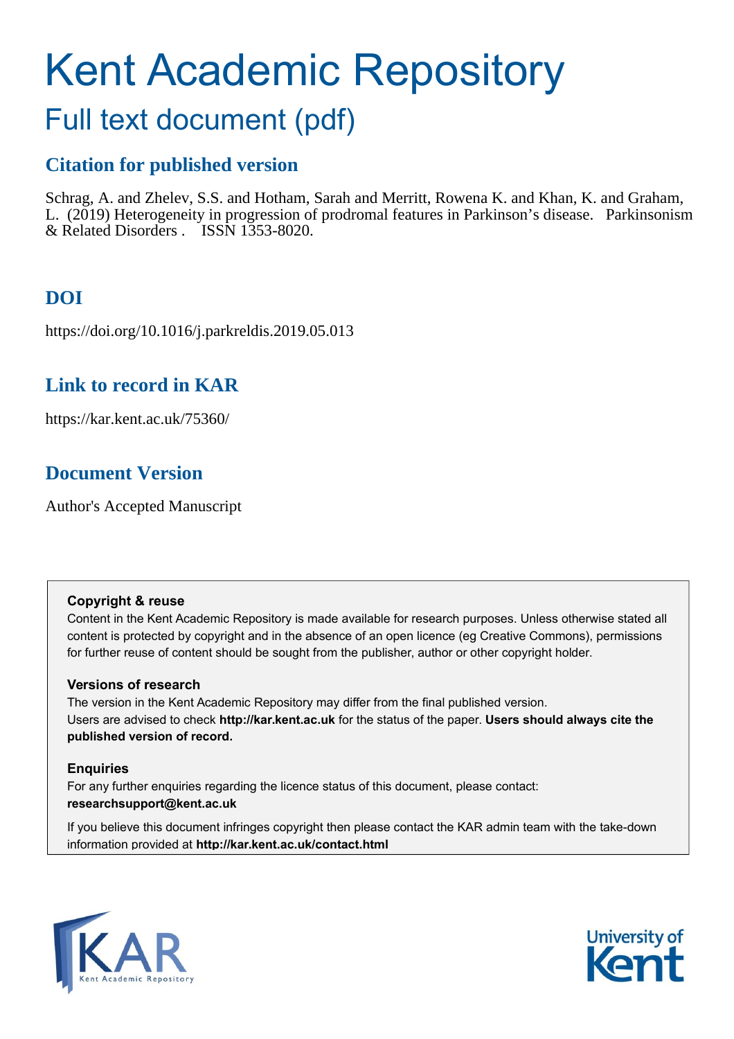# Kent Academic Repository

## Full text document (pdf)

### Citation for published version

Schrag, A. and Zhelev, S.S. and Hotham, Sarah and Merritt, Rowena K. and Khan, K. and Graham, L. (2019) Heterogeneity in progression of prodromal features in Parkinson's disease. Parkinsonism & Related Disorders . ISSN 1353-8020.

### DOI

https://doi.org/10.1016/j.parkreldis.2019.05.013

### Link to record in KAR

https://kar.kent.ac.uk/75360/

### Document Version

Author's Accepted Manuscript

**Copyright & reuse**

Content in the Kent Academic Repository is made available for research purposes. Unless otherwise stated all content is protected by copyright and in the absence of an open licence (eg Creative Commons), permissions for further reuse of content should be sought from the publisher, author or other copyright holder.

**Versions of research**

The version in the Kent Academic Repository may differ from the final published version. Users are advised to check **http://kar.kent.ac.uk** for the status of the paper. **Users should always cite the published version of record.**

**Enquiries**

For any further enquiries regarding the licence status of this document, please contact: **researchsupport@kent.ac.uk**

If you believe this document infringes copyright then please contact the KAR admin team with the take-down information provided at **http://kar.kent.ac.uk/contact.html**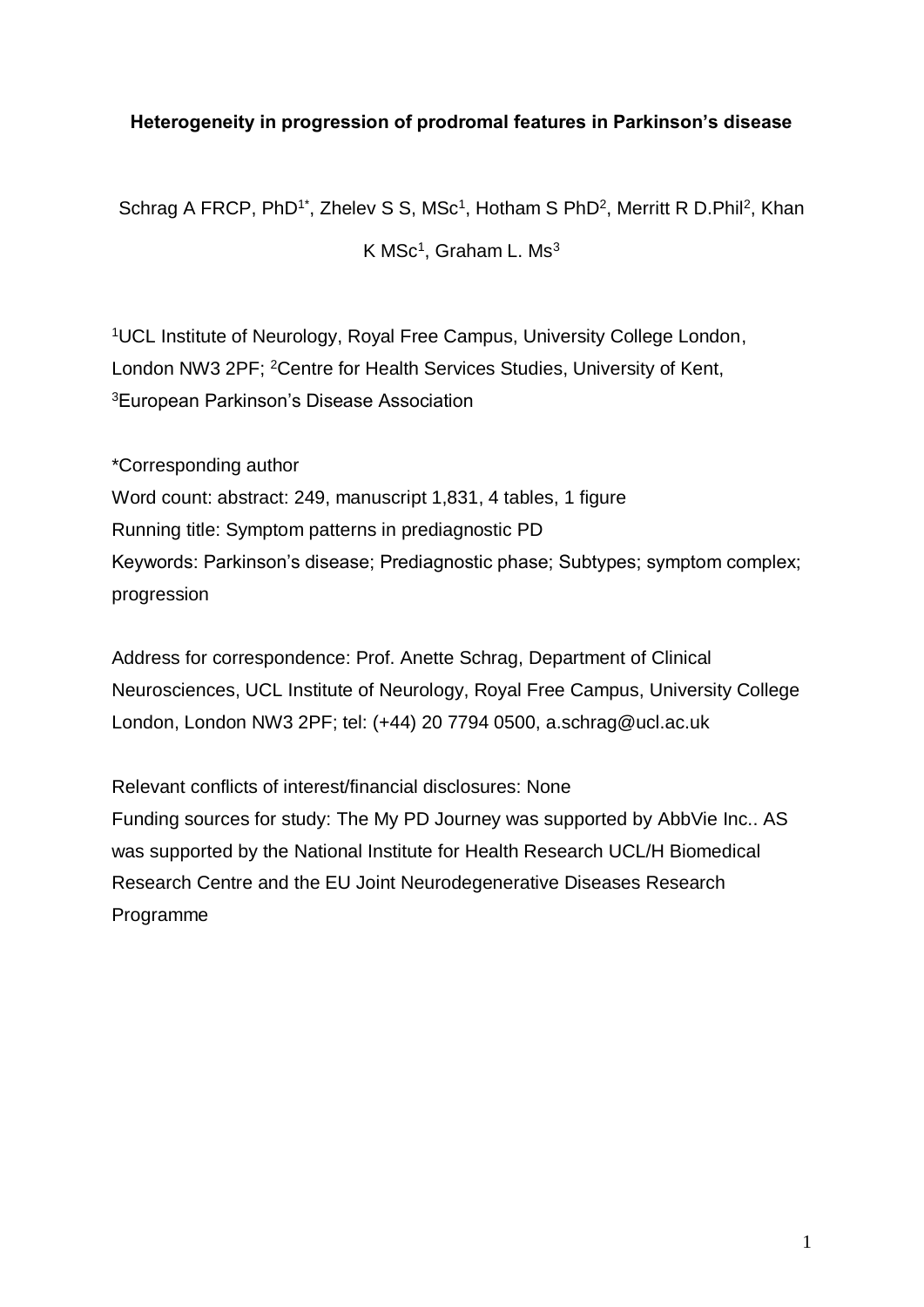**Heterogeneity in progression of prodromal features in Parkinson's disease**

Schrag A FRCP, PhD[1*], Zhelev S S, MSc[1], Hotham S PhD[2], Merritt R D.Phil[2], Khan K MSc[1], Graham L. Ms[3]

[1]UCL Institute of Neurology, Royal Free Campus, University College London, London NW3 2PF; [2]Centre for Health Services Studies, University of Kent, [3]European Parkinson's Disease Association

*Corresponding author

Word count: abstract: 249, manuscript 1,831, 4 tables, 1 figure

Running title: Symptom patterns in prediagnostic PD

Keywords: Parkinson's disease; Prediagnostic phase; Subtypes; symptom complex; progression

Address for correspondence: Prof. Anette Schrag, Department of Clinical Neurosciences, UCL Institute of Neurology, Royal Free Campus, University College London, London NW3 2PF; tel: (+44) 20 7794 0500, a.schrag@ucl.ac.uk

Relevant conflicts of interest/financial disclosures: None

Funding sources for study: The My PD Journey was supported by AbbVie Inc.. AS was supported by the National Institute for Health Research UCL/H Biomedical Research Centre and the EU Joint Neurodegenerative Diseases Research Programme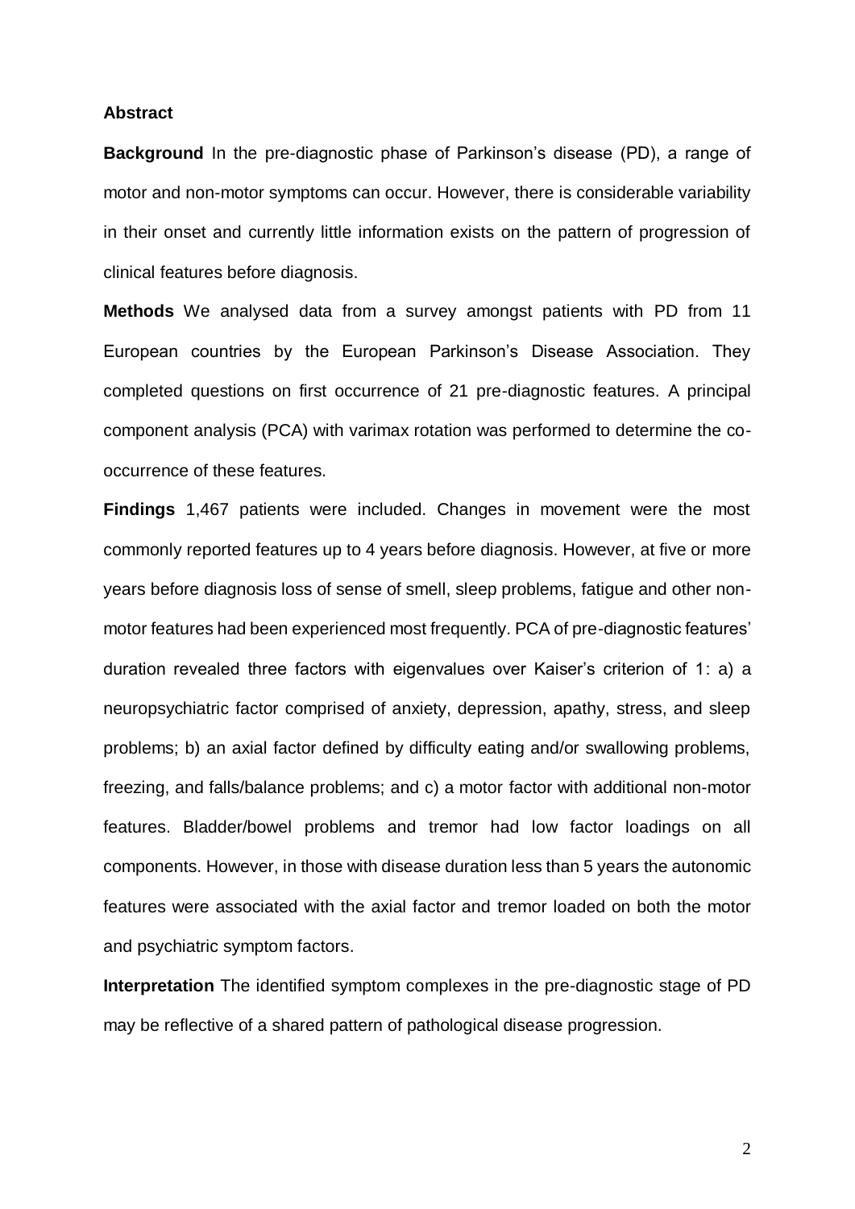## Abstract

**Background** In the pre-diagnostic phase of Parkinson's disease (PD), a range of motor and non-motor symptoms can occur. However, there is considerable variability in their onset and currently little information exists on the pattern of progression of clinical features before diagnosis.

**Methods** We analysed data from a survey amongst patients with PD from 11 European countries by the European Parkinson's Disease Association. They completed questions on first occurrence of 21 pre-diagnostic features. A principal component analysis (PCA) with varimax rotation was performed to determine the co-occurrence of these features.

**Findings** 1,467 patients were included. Changes in movement were the most commonly reported features up to 4 years before diagnosis. However, at five or more years before diagnosis loss of sense of smell, sleep problems, fatigue and other non-motor features had been experienced most frequently. PCA of pre-diagnostic features' duration revealed three factors with eigenvalues over Kaiser's criterion of 1: a) a neuropsychiatric factor comprised of anxiety, depression, apathy, stress, and sleep problems; b) an axial factor defined by difficulty eating and/or swallowing problems, freezing, and falls/balance problems; and c) a motor factor with additional non-motor features. Bladder/bowel problems and tremor had low factor loadings on all components. However, in those with disease duration less than 5 years the autonomic features were associated with the axial factor and tremor loaded on both the motor and psychiatric symptom factors.

**Interpretation** The identified symptom complexes in the pre-diagnostic stage of PD may be reflective of a shared pattern of pathological disease progression.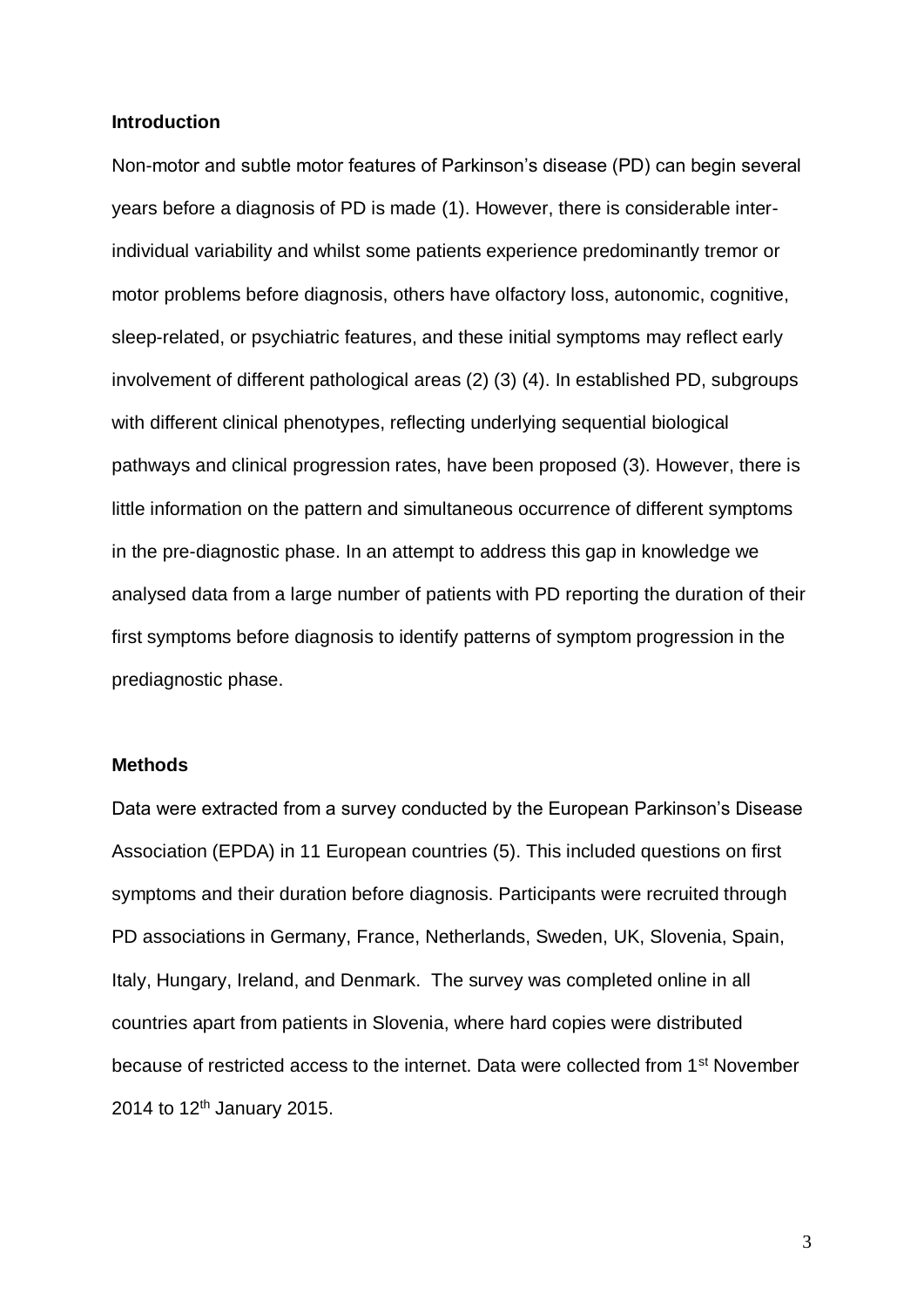## Introduction

Non-motor and subtle motor features of Parkinson's disease (PD) can begin several years before a diagnosis of PD is made (1). However, there is considerable inter-individual variability and whilst some patients experience predominantly tremor or motor problems before diagnosis, others have olfactory loss, autonomic, cognitive, sleep-related, or psychiatric features, and these initial symptoms may reflect early involvement of different pathological areas (2) (3) (4). In established PD, subgroups with different clinical phenotypes, reflecting underlying sequential biological pathways and clinical progression rates, have been proposed (3). However, there is little information on the pattern and simultaneous occurrence of different symptoms in the pre-diagnostic phase. In an attempt to address this gap in knowledge we analysed data from a large number of patients with PD reporting the duration of their first symptoms before diagnosis to identify patterns of symptom progression in the prediagnostic phase.

## Methods

Data were extracted from a survey conducted by the European Parkinson's Disease Association (EPDA) in 11 European countries (5). This included questions on first symptoms and their duration before diagnosis. Participants were recruited through PD associations in Germany, France, Netherlands, Sweden, UK, Slovenia, Spain, Italy, Hungary, Ireland, and Denmark. The survey was completed online in all countries apart from patients in Slovenia, where hard copies were distributed because of restricted access to the internet. Data were collected from 1st November 2014 to 12th January 2015.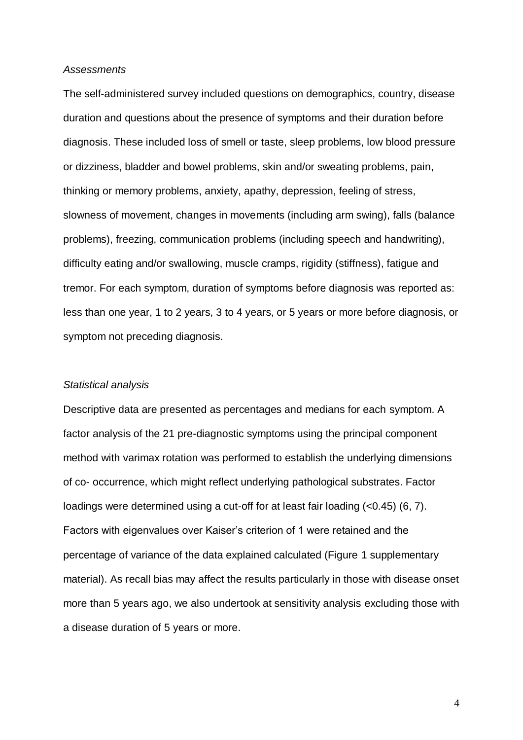*Assessments*

The self-administered survey included questions on demographics, country, disease duration and questions about the presence of symptoms and their duration before diagnosis. These included loss of smell or taste, sleep problems, low blood pressure or dizziness, bladder and bowel problems, skin and/or sweating problems, pain, thinking or memory problems, anxiety, apathy, depression, feeling of stress, slowness of movement, changes in movements (including arm swing), falls (balance problems), freezing, communication problems (including speech and handwriting), difficulty eating and/or swallowing, muscle cramps, rigidity (stiffness), fatigue and tremor. For each symptom, duration of symptoms before diagnosis was reported as: less than one year, 1 to 2 years, 3 to 4 years, or 5 years or more before diagnosis, or symptom not preceding diagnosis.

*Statistical analysis*

Descriptive data are presented as percentages and medians for each symptom. A factor analysis of the 21 pre-diagnostic symptoms using the principal component method with varimax rotation was performed to establish the underlying dimensions of co- occurrence, which might reflect underlying pathological substrates. Factor loadings were determined using a cut-off for at least fair loading (<0.45) (6, 7). Factors with eigenvalues over Kaiser's criterion of 1 were retained and the percentage of variance of the data explained calculated (Figure 1 supplementary material). As recall bias may affect the results particularly in those with disease onset more than 5 years ago, we also undertook at sensitivity analysis excluding those with a disease duration of 5 years or more.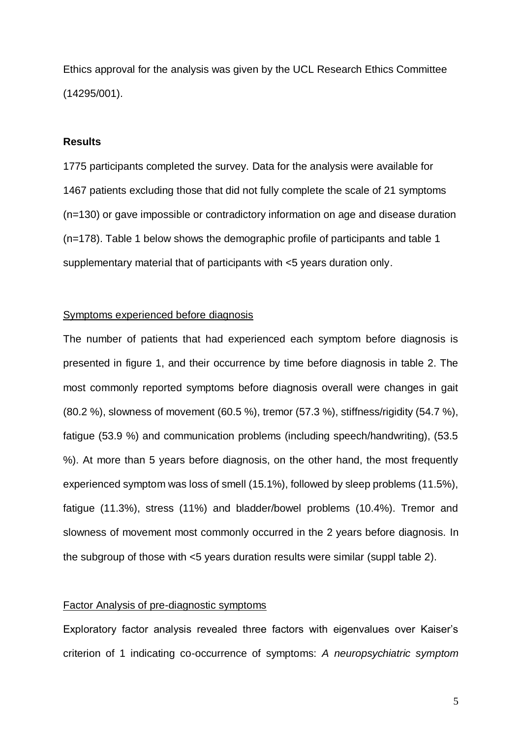Ethics approval for the analysis was given by the UCL Research Ethics Committee (14295/001).

## Results

1775 participants completed the survey. Data for the analysis were available for 1467 patients excluding those that did not fully complete the scale of 21 symptoms (n=130) or gave impossible or contradictory information on age and disease duration (n=178). Table 1 below shows the demographic profile of participants and table 1 supplementary material that of participants with <5 years duration only.

### Symptoms experienced before diagnosis

The number of patients that had experienced each symptom before diagnosis is presented in figure 1, and their occurrence by time before diagnosis in table 2. The most commonly reported symptoms before diagnosis overall were changes in gait (80.2 %), slowness of movement (60.5 %), tremor (57.3 %), stiffness/rigidity (54.7 %), fatigue (53.9 %) and communication problems (including speech/handwriting), (53.5 %). At more than 5 years before diagnosis, on the other hand, the most frequently experienced symptom was loss of smell (15.1%), followed by sleep problems (11.5%), fatigue (11.3%), stress (11%) and bladder/bowel problems (10.4%). Tremor and slowness of movement most commonly occurred in the 2 years before diagnosis. In the subgroup of those with <5 years duration results were similar (suppl table 2).

### Factor Analysis of pre-diagnostic symptoms

Exploratory factor analysis revealed three factors with eigenvalues over Kaiser's criterion of 1 indicating co-occurrence of symptoms: *A neuropsychiatric symptom*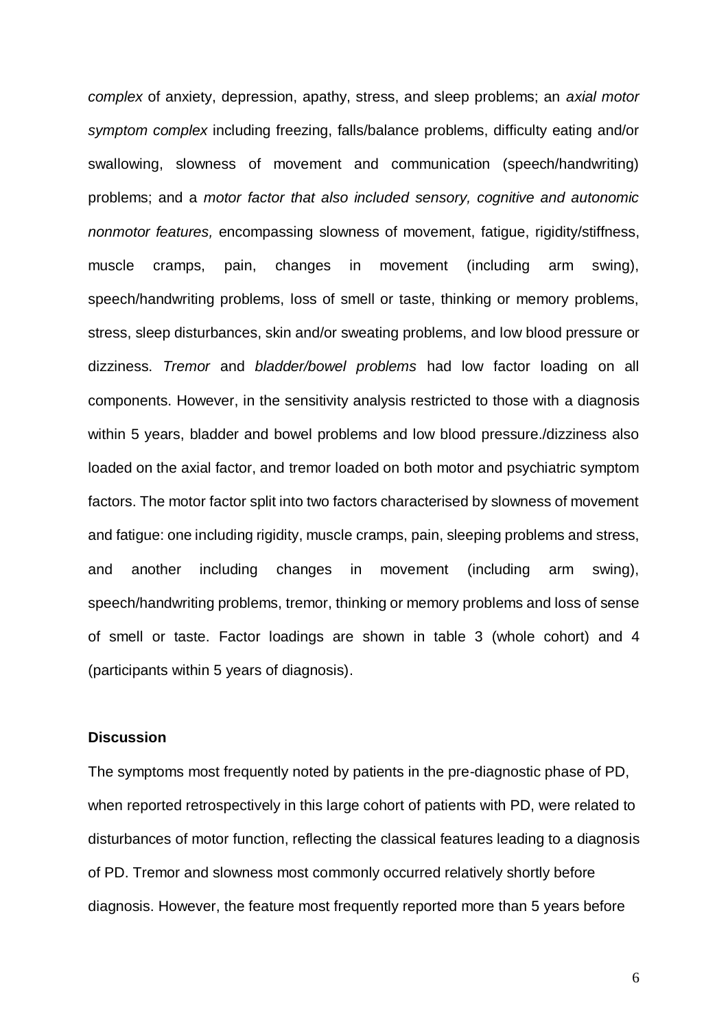*complex* of anxiety, depression, apathy, stress, and sleep problems; an *axial motor symptom complex* including freezing, falls/balance problems, difficulty eating and/or swallowing, slowness of movement and communication (speech/handwriting) problems; and a *motor factor that also included sensory, cognitive and autonomic nonmotor features,* encompassing slowness of movement, fatigue, rigidity/stiffness, muscle cramps, pain, changes in movement (including arm swing), speech/handwriting problems, loss of smell or taste, thinking or memory problems, stress, sleep disturbances, skin and/or sweating problems, and low blood pressure or dizziness. *Tremor* and *bladder/bowel problems* had low factor loading on all components. However, in the sensitivity analysis restricted to those with a diagnosis within 5 years, bladder and bowel problems and low blood pressure./dizziness also loaded on the axial factor, and tremor loaded on both motor and psychiatric symptom factors. The motor factor split into two factors characterised by slowness of movement and fatigue: one including rigidity, muscle cramps, pain, sleeping problems and stress, and another including changes in movement (including arm swing), speech/handwriting problems, tremor, thinking or memory problems and loss of sense of smell or taste. Factor loadings are shown in table 3 (whole cohort) and 4 (participants within 5 years of diagnosis).

**Discussion**

The symptoms most frequently noted by patients in the pre-diagnostic phase of PD, when reported retrospectively in this large cohort of patients with PD, were related to disturbances of motor function, reflecting the classical features leading to a diagnosis of PD. Tremor and slowness most commonly occurred relatively shortly before diagnosis. However, the feature most frequently reported more than 5 years before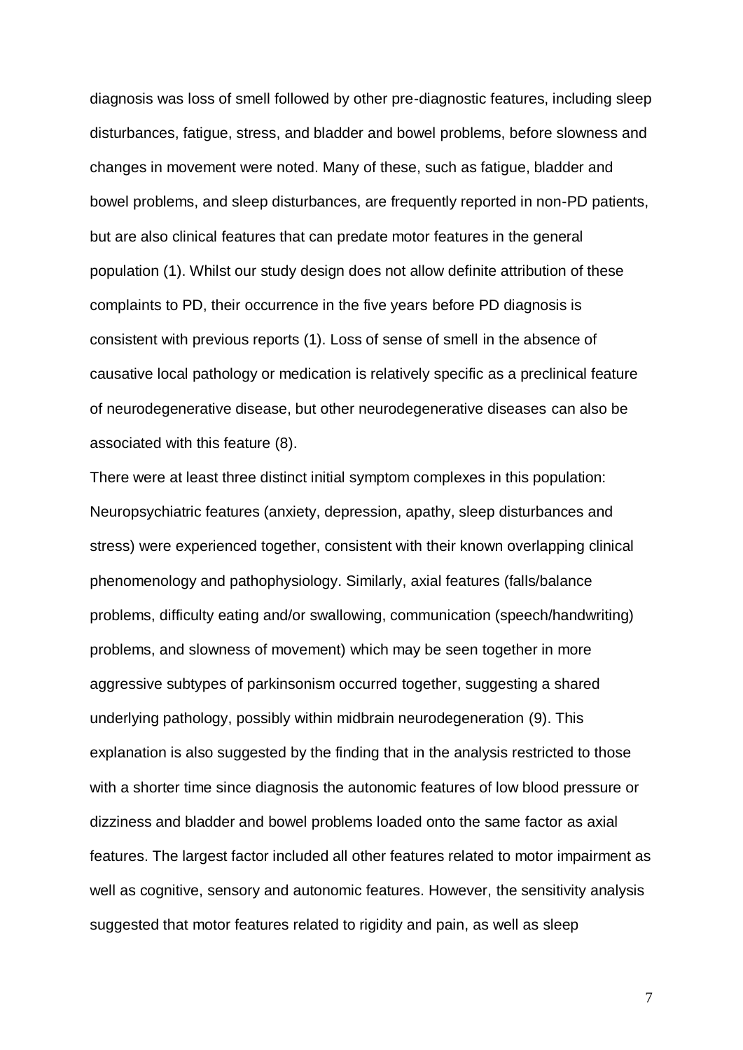diagnosis was loss of smell followed by other pre-diagnostic features, including sleep disturbances, fatigue, stress, and bladder and bowel problems, before slowness and changes in movement were noted. Many of these, such as fatigue, bladder and bowel problems, and sleep disturbances, are frequently reported in non-PD patients, but are also clinical features that can predate motor features in the general population (1). Whilst our study design does not allow definite attribution of these complaints to PD, their occurrence in the five years before PD diagnosis is consistent with previous reports (1). Loss of sense of smell in the absence of causative local pathology or medication is relatively specific as a preclinical feature of neurodegenerative disease, but other neurodegenerative diseases can also be associated with this feature (8).

There were at least three distinct initial symptom complexes in this population: Neuropsychiatric features (anxiety, depression, apathy, sleep disturbances and stress) were experienced together, consistent with their known overlapping clinical phenomenology and pathophysiology. Similarly, axial features (falls/balance problems, difficulty eating and/or swallowing, communication (speech/handwriting) problems, and slowness of movement) which may be seen together in more aggressive subtypes of parkinsonism occurred together, suggesting a shared underlying pathology, possibly within midbrain neurodegeneration (9). This explanation is also suggested by the finding that in the analysis restricted to those with a shorter time since diagnosis the autonomic features of low blood pressure or dizziness and bladder and bowel problems loaded onto the same factor as axial features. The largest factor included all other features related to motor impairment as well as cognitive, sensory and autonomic features. However, the sensitivity analysis suggested that motor features related to rigidity and pain, as well as sleep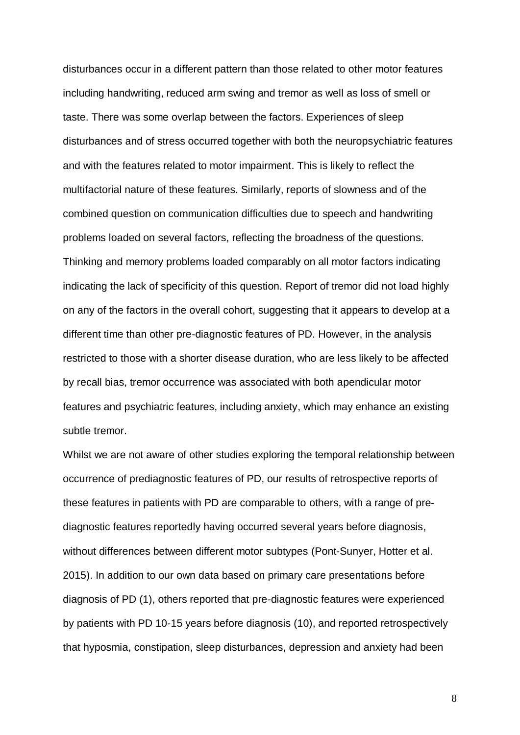disturbances occur in a different pattern than those related to other motor features including handwriting, reduced arm swing and tremor as well as loss of smell or taste. There was some overlap between the factors. Experiences of sleep disturbances and of stress occurred together with both the neuropsychiatric features and with the features related to motor impairment. This is likely to reflect the multifactorial nature of these features. Similarly, reports of slowness and of the combined question on communication difficulties due to speech and handwriting problems loaded on several factors, reflecting the broadness of the questions. Thinking and memory problems loaded comparably on all motor factors indicating indicating the lack of specificity of this question. Report of tremor did not load highly on any of the factors in the overall cohort, suggesting that it appears to develop at a different time than other pre-diagnostic features of PD. However, in the analysis restricted to those with a shorter disease duration, who are less likely to be affected by recall bias, tremor occurrence was associated with both apendicular motor features and psychiatric features, including anxiety, which may enhance an existing subtle tremor.

Whilst we are not aware of other studies exploring the temporal relationship between occurrence of prediagnostic features of PD, our results of retrospective reports of these features in patients with PD are comparable to others, with a range of pre-diagnostic features reportedly having occurred several years before diagnosis, without differences between different motor subtypes (Pont-Sunyer, Hotter et al. 2015). In addition to our own data based on primary care presentations before diagnosis of PD (1), others reported that pre-diagnostic features were experienced by patients with PD 10-15 years before diagnosis (10), and reported retrospectively that hyposmia, constipation, sleep disturbances, depression and anxiety had been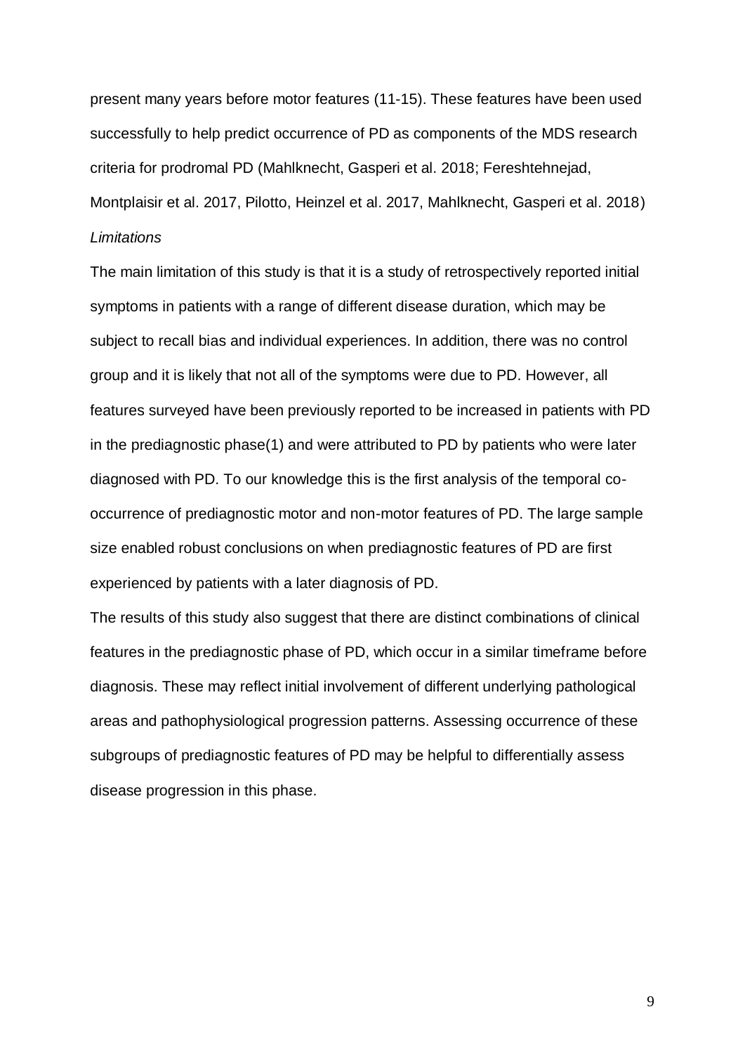present many years before motor features (11-15). These features have been used successfully to help predict occurrence of PD as components of the MDS research criteria for prodromal PD (Mahlknecht, Gasperi et al. 2018; Fereshtehnejad, Montplaisir et al. 2017, Pilotto, Heinzel et al. 2017, Mahlknecht, Gasperi et al. 2018)

*Limitations*

The main limitation of this study is that it is a study of retrospectively reported initial symptoms in patients with a range of different disease duration, which may be subject to recall bias and individual experiences. In addition, there was no control group and it is likely that not all of the symptoms were due to PD. However, all features surveyed have been previously reported to be increased in patients with PD in the prediagnostic phase(1) and were attributed to PD by patients who were later diagnosed with PD. To our knowledge this is the first analysis of the temporal co-occurrence of prediagnostic motor and non-motor features of PD. The large sample size enabled robust conclusions on when prediagnostic features of PD are first experienced by patients with a later diagnosis of PD.

The results of this study also suggest that there are distinct combinations of clinical features in the prediagnostic phase of PD, which occur in a similar timeframe before diagnosis. These may reflect initial involvement of different underlying pathological areas and pathophysiological progression patterns. Assessing occurrence of these subgroups of prediagnostic features of PD may be helpful to differentially assess disease progression in this phase.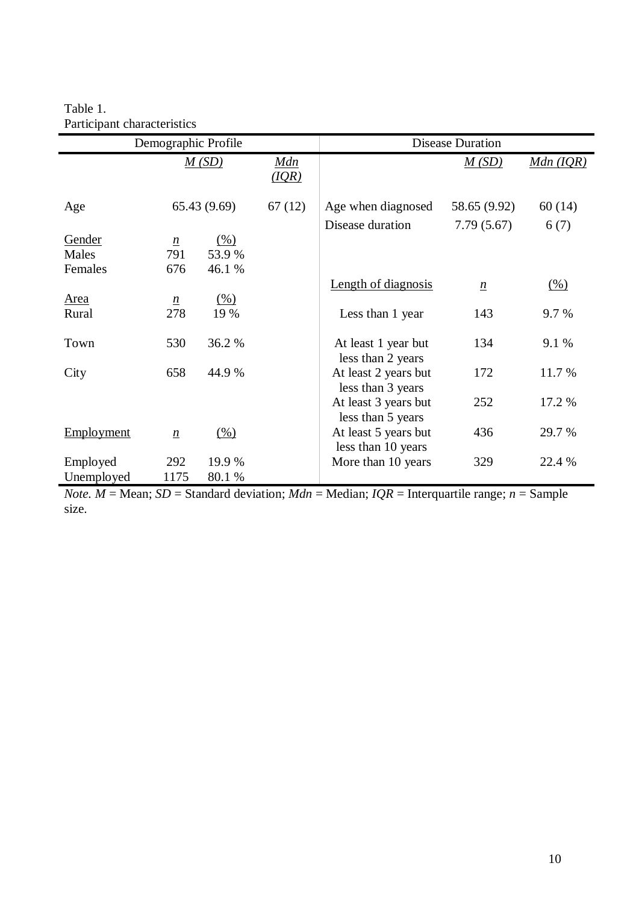Table 1.
Participant characteristics

| Demographic Profile | | | | Disease Duration | | |
|---|---|---|---|---|---|---|
| | *M (SD)* | | *Mdn (IQR)* | | *M (SD)* | *Mdn (IQR)* |
| Age | 65.43 (9.69) | | 67 (12) | Age when diagnosed | 58.65 (9.92) | 60 (14) |
| | | | | Disease duration | 7.79 (5.67) | 6 (7) |
| Gender | *n* | (%) | | | | |
| Males | 791 | 53.9 % | | | | |
| Females | 676 | 46.1 % | | | | |
| | | | | Length of diagnosis | *n* | (%) |
| Area | *n* | (%) | | | | |
| Rural | 278 | 19 % | | Less than 1 year | 143 | 9.7 % |
| Town | 530 | 36.2 % | | At least 1 year but less than 2 years | 134 | 9.1 % |
| City | 658 | 44.9 % | | At least 2 years but less than 3 years | 172 | 11.7 % |
| | | | | At least 3 years but less than 5 years | 252 | 17.2 % |
| Employment | *n* | (%) | | At least 5 years but less than 10 years | 436 | 29.7 % |
| Employed | 292 | 19.9 % | | More than 10 years | 329 | 22.4 % |
| Unemployed | 1175 | 80.1 % | | | | |

*Note. M* = Mean; *SD* = Standard deviation; *Mdn* = Median; *IQR* = Interquartile range; *n* = Sample size.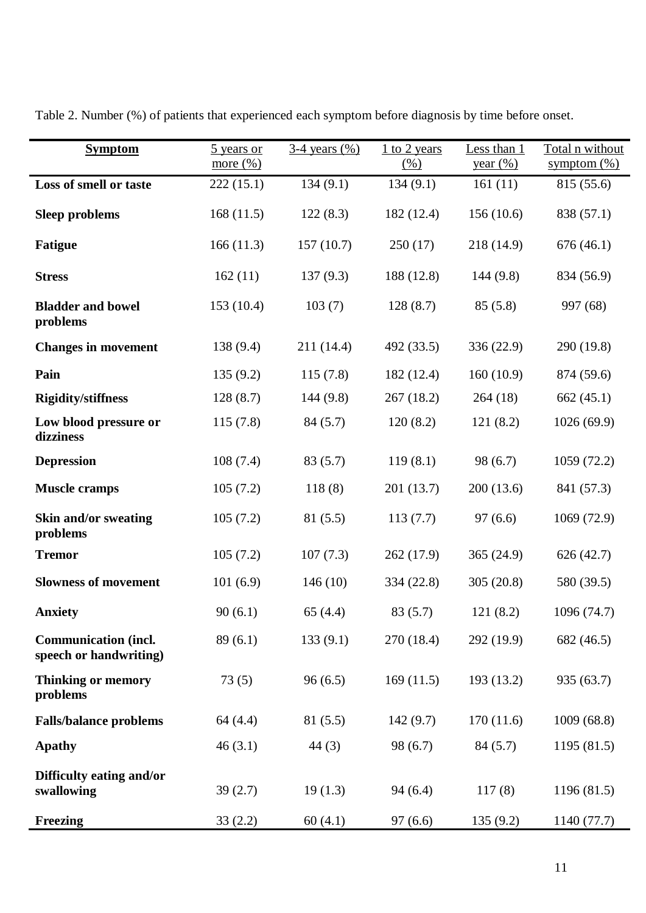Table 2. Number (%) of patients that experienced each symptom before diagnosis by time before onset.

| **Symptom** | 5 years or more (%) | 3-4 years (%) | 1 to 2 years (%) | Less than 1 year (%) | Total n without symptom (%) |
|---|---|---|---|---|---|
| **Loss of smell or taste** | 222 (15.1) | 134 (9.1) | 134 (9.1) | 161 (11) | 815 (55.6) |
| **Sleep problems** | 168 (11.5) | 122 (8.3) | 182 (12.4) | 156 (10.6) | 838 (57.1) |
| **Fatigue** | 166 (11.3) | 157 (10.7) | 250 (17) | 218 (14.9) | 676 (46.1) |
| **Stress** | 162 (11) | 137 (9.3) | 188 (12.8) | 144 (9.8) | 834 (56.9) |
| **Bladder and bowel problems** | 153 (10.4) | 103 (7) | 128 (8.7) | 85 (5.8) | 997 (68) |
| **Changes in movement** | 138 (9.4) | 211 (14.4) | 492 (33.5) | 336 (22.9) | 290 (19.8) |
| **Pain** | 135 (9.2) | 115 (7.8) | 182 (12.4) | 160 (10.9) | 874 (59.6) |
| **Rigidity/stiffness** | 128 (8.7) | 144 (9.8) | 267 (18.2) | 264 (18) | 662 (45.1) |
| **Low blood pressure or dizziness** | 115 (7.8) | 84 (5.7) | 120 (8.2) | 121 (8.2) | 1026 (69.9) |
| **Depression** | 108 (7.4) | 83 (5.7) | 119 (8.1) | 98 (6.7) | 1059 (72.2) |
| **Muscle cramps** | 105 (7.2) | 118 (8) | 201 (13.7) | 200 (13.6) | 841 (57.3) |
| **Skin and/or sweating problems** | 105 (7.2) | 81 (5.5) | 113 (7.7) | 97 (6.6) | 1069 (72.9) |
| **Tremor** | 105 (7.2) | 107 (7.3) | 262 (17.9) | 365 (24.9) | 626 (42.7) |
| **Slowness of movement** | 101 (6.9) | 146 (10) | 334 (22.8) | 305 (20.8) | 580 (39.5) |
| **Anxiety** | 90 (6.1) | 65 (4.4) | 83 (5.7) | 121 (8.2) | 1096 (74.7) |
| **Communication (incl. speech or handwriting)** | 89 (6.1) | 133 (9.1) | 270 (18.4) | 292 (19.9) | 682 (46.5) |
| **Thinking or memory problems** | 73 (5) | 96 (6.5) | 169 (11.5) | 193 (13.2) | 935 (63.7) |
| **Falls/balance problems** | 64 (4.4) | 81 (5.5) | 142 (9.7) | 170 (11.6) | 1009 (68.8) |
| **Apathy** | 46 (3.1) | 44 (3) | 98 (6.7) | 84 (5.7) | 1195 (81.5) |
| **Difficulty eating and/or swallowing** | 39 (2.7) | 19 (1.3) | 94 (6.4) | 117 (8) | 1196 (81.5) |
| **Freezing** | 33 (2.2) | 60 (4.1) | 97 (6.6) | 135 (9.2) | 1140 (77.7) |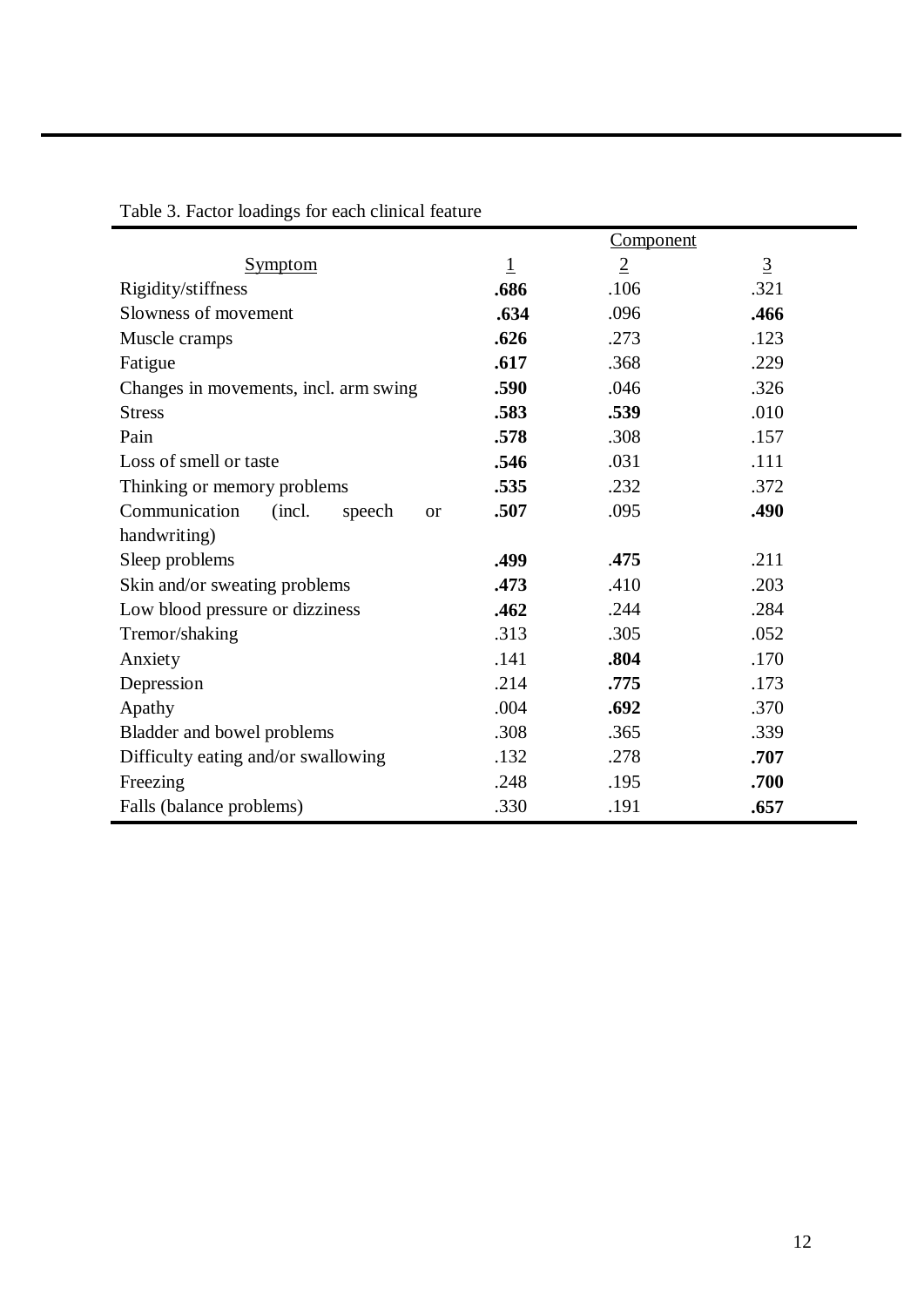Table 3. Factor loadings for each clinical feature

| Symptom | Component 1 | Component 2 | Component 3 |
|---|---|---|---|
| Rigidity/stiffness | **.686** | .106 | .321 |
| Slowness of movement | **.634** | .096 | **.466** |
| Muscle cramps | **.626** | .273 | .123 |
| Fatigue | **.617** | .368 | .229 |
| Changes in movements, incl. arm swing | **.590** | .046 | .326 |
| Stress | **.583** | **.539** | .010 |
| Pain | **.578** | .308 | .157 |
| Loss of smell or taste | **.546** | .031 | .111 |
| Thinking or memory problems | **.535** | .232 | .372 |
| Communication (incl. speech or handwriting) | **.507** | .095 | **.490** |
| Sleep problems | **.499** | **.475** | .211 |
| Skin and/or sweating problems | **.473** | .410 | .203 |
| Low blood pressure or dizziness | **.462** | .244 | .284 |
| Tremor/shaking | .313 | .305 | .052 |
| Anxiety | .141 | **.804** | .170 |
| Depression | .214 | **.775** | .173 |
| Apathy | .004 | **.692** | .370 |
| Bladder and bowel problems | .308 | .365 | .339 |
| Difficulty eating and/or swallowing | .132 | .278 | **.707** |
| Freezing | .248 | .195 | **.700** |
| Falls (balance problems) | .330 | .191 | **.657** |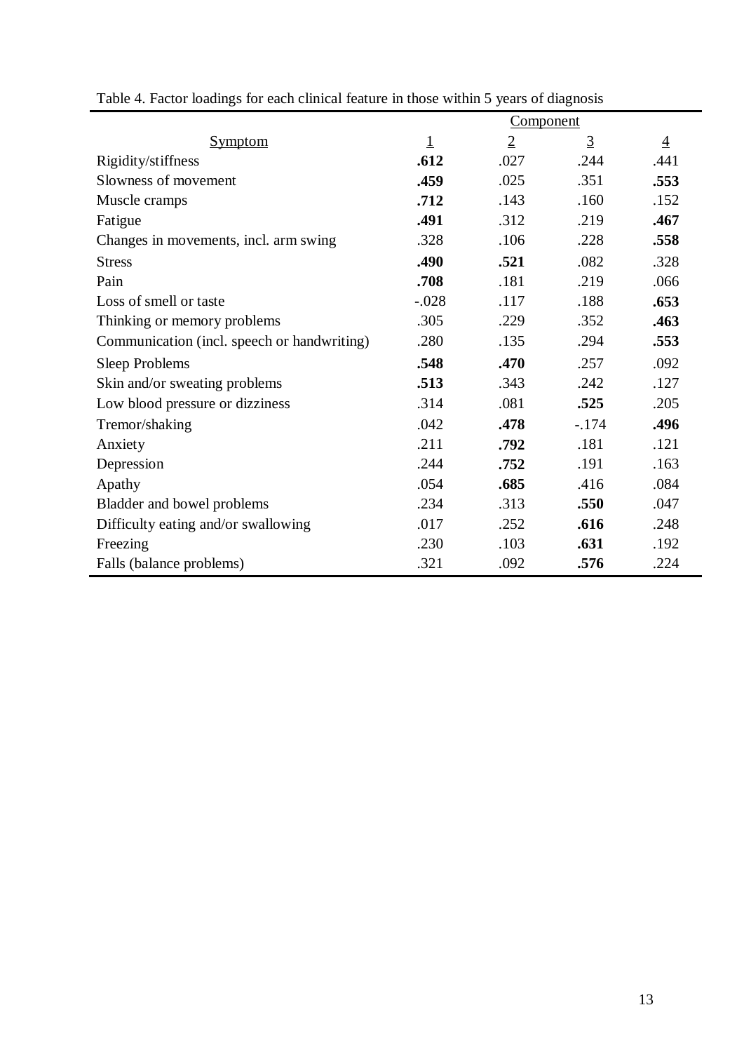Table 4. Factor loadings for each clinical feature in those within 5 years of diagnosis

| Symptom | Component | | | |
|---|---|---|---|---|
| | 1 | 2 | 3 | 4 |
| Rigidity/stiffness | **.612** | .027 | .244 | .441 |
| Slowness of movement | **.459** | .025 | .351 | **.553** |
| Muscle cramps | **.712** | .143 | .160 | .152 |
| Fatigue | **.491** | .312 | .219 | **.467** |
| Changes in movements, incl. arm swing | .328 | .106 | .228 | **.558** |
| Stress | **.490** | **.521** | .082 | .328 |
| Pain | **.708** | .181 | .219 | .066 |
| Loss of smell or taste | -.028 | .117 | .188 | **.653** |
| Thinking or memory problems | .305 | .229 | .352 | **.463** |
| Communication (incl. speech or handwriting) | .280 | .135 | .294 | **.553** |
| Sleep Problems | **.548** | **.470** | .257 | .092 |
| Skin and/or sweating problems | **.513** | .343 | .242 | .127 |
| Low blood pressure or dizziness | .314 | .081 | **.525** | .205 |
| Tremor/shaking | .042 | **.478** | -.174 | **.496** |
| Anxiety | .211 | **.792** | .181 | .121 |
| Depression | .244 | **.752** | .191 | .163 |
| Apathy | .054 | **.685** | .416 | .084 |
| Bladder and bowel problems | .234 | .313 | **.550** | .047 |
| Difficulty eating and/or swallowing | .017 | .252 | **.616** | .248 |
| Freezing | .230 | .103 | **.631** | .192 |
| Falls (balance problems) | .321 | .092 | **.576** | .224 |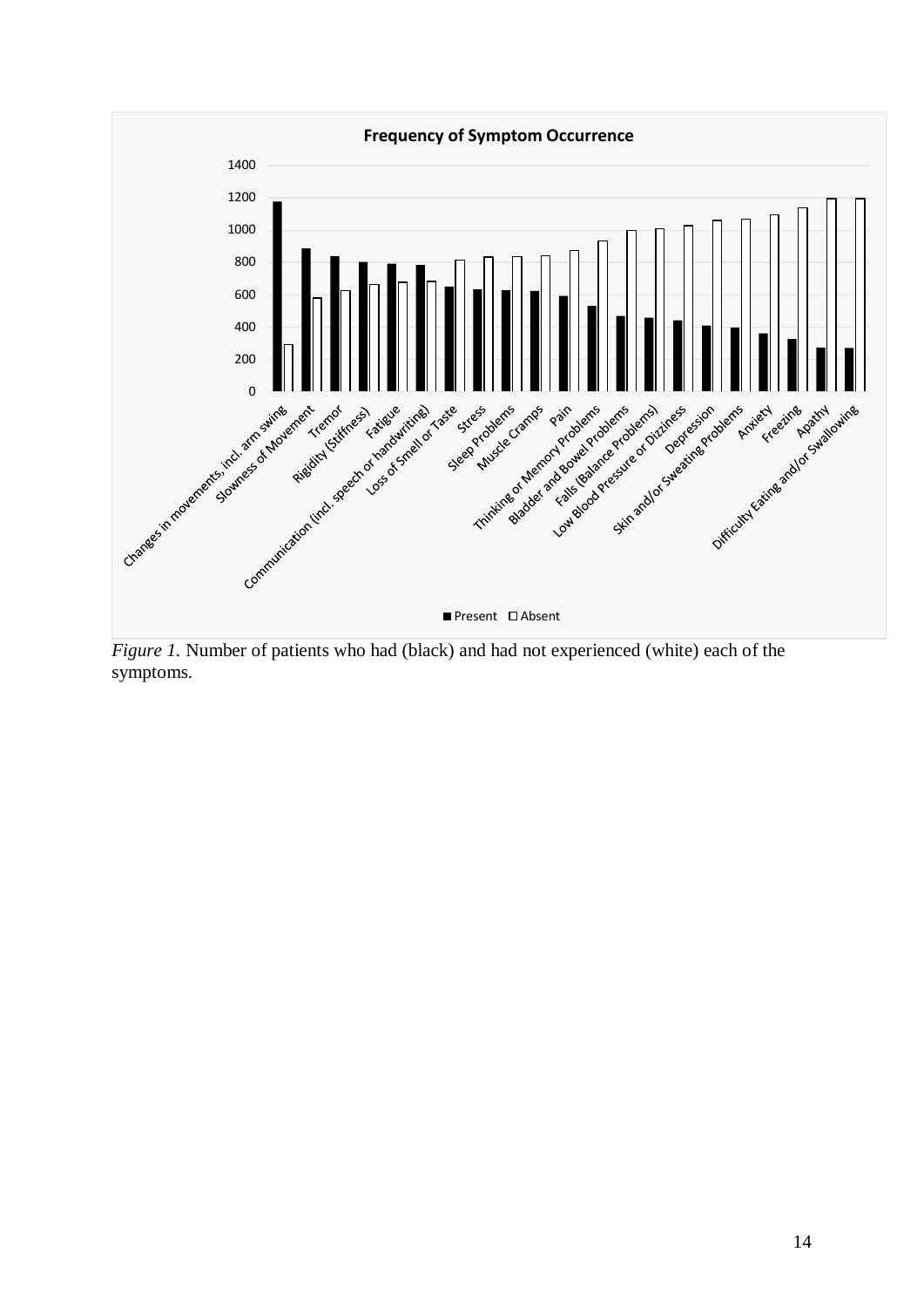*Figure 1.* Number of patients who had (black) and had not experienced (white) each of the symptoms.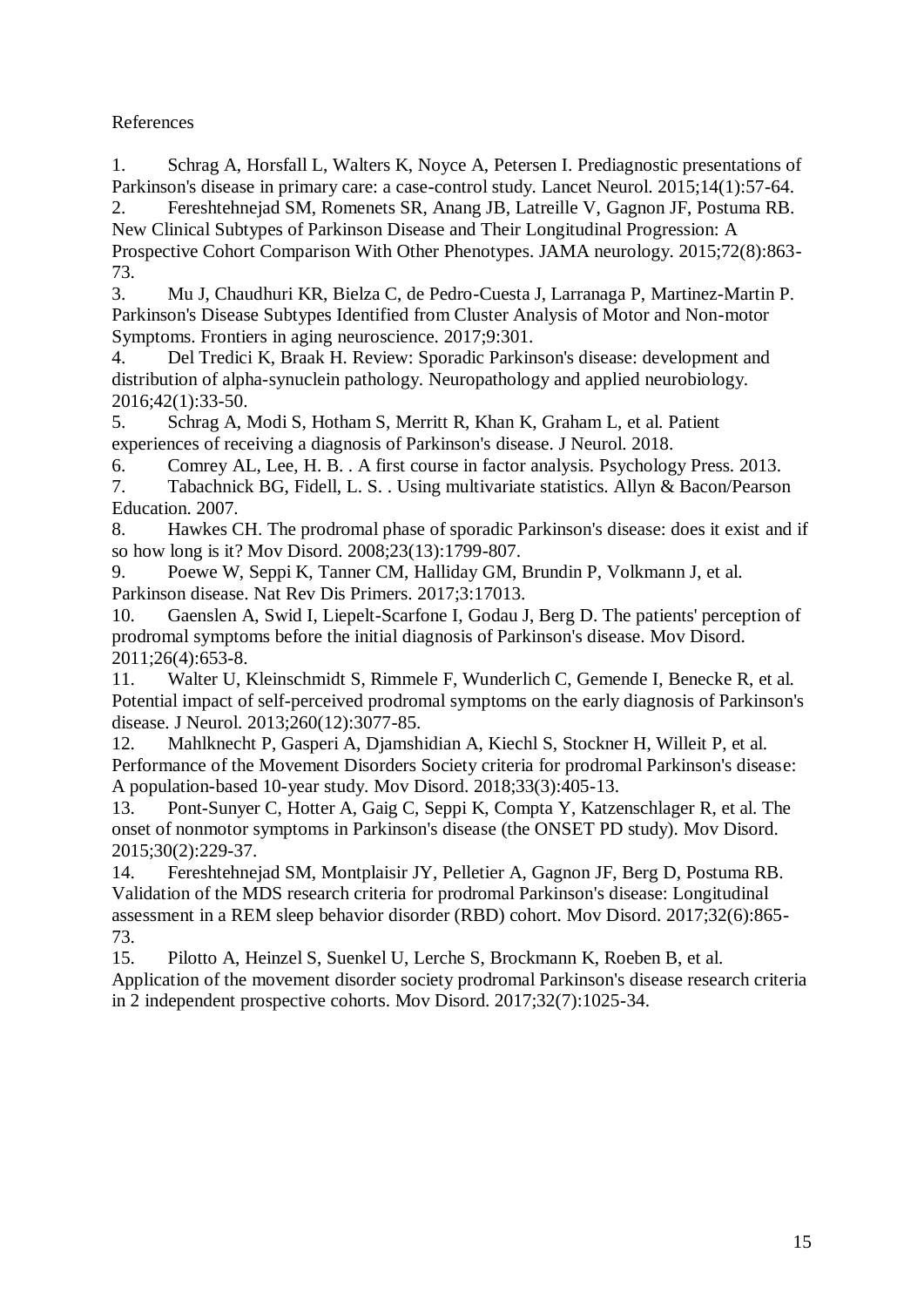References

1. Schrag A, Horsfall L, Walters K, Noyce A, Petersen I. Prediagnostic presentations of Parkinson's disease in primary care: a case-control study. Lancet Neurol. 2015;14(1):57-64.
2. Fereshtehnejad SM, Romenets SR, Anang JB, Latreille V, Gagnon JF, Postuma RB. New Clinical Subtypes of Parkinson Disease and Their Longitudinal Progression: A Prospective Cohort Comparison With Other Phenotypes. JAMA neurology. 2015;72(8):863-73.
3. Mu J, Chaudhuri KR, Bielza C, de Pedro-Cuesta J, Larranaga P, Martinez-Martin P. Parkinson's Disease Subtypes Identified from Cluster Analysis of Motor and Non-motor Symptoms. Frontiers in aging neuroscience. 2017;9:301.
4. Del Tredici K, Braak H. Review: Sporadic Parkinson's disease: development and distribution of alpha-synuclein pathology. Neuropathology and applied neurobiology. 2016;42(1):33-50.
5. Schrag A, Modi S, Hotham S, Merritt R, Khan K, Graham L, et al. Patient experiences of receiving a diagnosis of Parkinson's disease. J Neurol. 2018.
6. Comrey AL, Lee, H. B. . A first course in factor analysis. Psychology Press. 2013.
7. Tabachnick BG, Fidell, L. S. . Using multivariate statistics. Allyn & Bacon/Pearson Education. 2007.
8. Hawkes CH. The prodromal phase of sporadic Parkinson's disease: does it exist and if so how long is it? Mov Disord. 2008;23(13):1799-807.
9. Poewe W, Seppi K, Tanner CM, Halliday GM, Brundin P, Volkmann J, et al. Parkinson disease. Nat Rev Dis Primers. 2017;3:17013.
10. Gaenslen A, Swid I, Liepelt-Scarfone I, Godau J, Berg D. The patients' perception of prodromal symptoms before the initial diagnosis of Parkinson's disease. Mov Disord. 2011;26(4):653-8.
11. Walter U, Kleinschmidt S, Rimmele F, Wunderlich C, Gemende I, Benecke R, et al. Potential impact of self-perceived prodromal symptoms on the early diagnosis of Parkinson's disease. J Neurol. 2013;260(12):3077-85.
12. Mahlknecht P, Gasperi A, Djamshidian A, Kiechl S, Stockner H, Willeit P, et al. Performance of the Movement Disorders Society criteria for prodromal Parkinson's disease: A population-based 10-year study. Mov Disord. 2018;33(3):405-13.
13. Pont-Sunyer C, Hotter A, Gaig C, Seppi K, Compta Y, Katzenschlager R, et al. The onset of nonmotor symptoms in Parkinson's disease (the ONSET PD study). Mov Disord. 2015;30(2):229-37.
14. Fereshtehnejad SM, Montplaisir JY, Pelletier A, Gagnon JF, Berg D, Postuma RB. Validation of the MDS research criteria for prodromal Parkinson's disease: Longitudinal assessment in a REM sleep behavior disorder (RBD) cohort. Mov Disord. 2017;32(6):865-73.
15. Pilotto A, Heinzel S, Suenkel U, Lerche S, Brockmann K, Roeben B, et al. Application of the movement disorder society prodromal Parkinson's disease research criteria in 2 independent prospective cohorts. Mov Disord. 2017;32(7):1025-34.